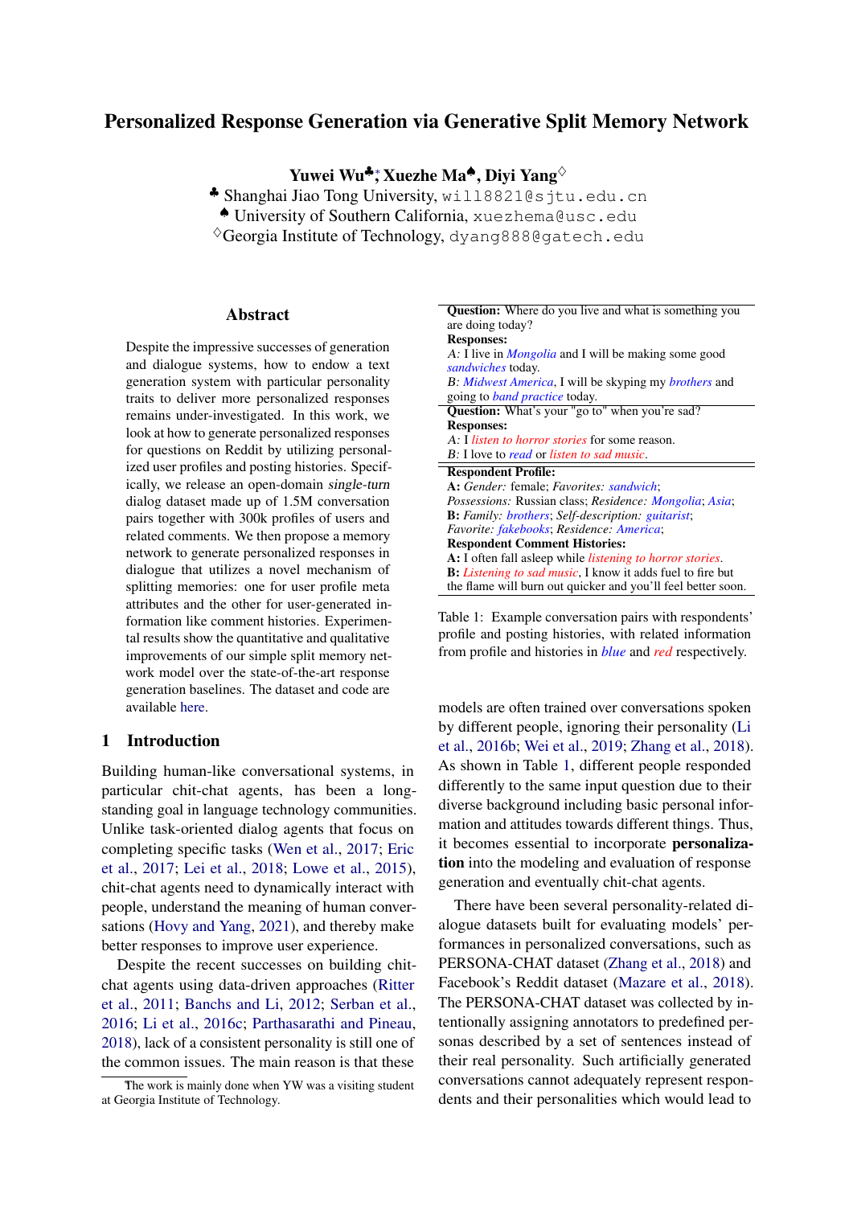# Personalized Response Generation via Generative Split Memory Network

**Yuwei Wu**[♣]*, **Xuezhe Ma**[♠], **Diyi Yang**[♢]

[♣] Shanghai Jiao Tong University, will8821@sjtu.edu.cn

[♠] University of Southern California, xuezhema@usc.edu

[♢] Georgia Institute of Technology, dyang888@gatech.edu

## Abstract

Despite the impressive successes of generation and dialogue systems, how to endow a text generation system with particular personality traits to deliver more personalized responses remains under-investigated. In this work, we look at how to generate personalized responses for questions on Reddit by utilizing personalized user profiles and posting histories. Specifically, we release an open-domain *single-turn* dialog dataset made up of 1.5M conversation pairs together with 300k profiles of users and related comments. We then propose a memory network to generate personalized responses in dialogue that utilizes a novel mechanism of splitting memories: one for user profile meta attributes and the other for user-generated information like comment histories. Experimental results show the quantitative and qualitative improvements of our simple split memory network model over the state-of-the-art response generation baselines. The dataset and code are available here.

## 1 Introduction

Building human-like conversational systems, in particular chit-chat agents, has been a long-standing goal in language technology communities. Unlike task-oriented dialog agents that focus on completing specific tasks (Wen et al., 2017; Eric et al., 2017; Lei et al., 2018; Lowe et al., 2015), chit-chat agents need to dynamically interact with people, understand the meaning of human conversations (Hovy and Yang, 2021), and thereby make better responses to improve user experience.

Despite the recent successes on building chit-chat agents using data-driven approaches (Ritter et al., 2011; Banchs and Li, 2012; Serban et al., 2016; Li et al., 2016c; Parthasarathi and Pineau, 2018), lack of a consistent personality is still one of the common issues. The main reason is that these models are often trained over conversations spoken by different people, ignoring their personality (Li et al., 2016b; Wei et al., 2019; Zhang et al., 2018). As shown in Table 1, different people responded differently to the same input question due to their diverse background including basic personal information and attitudes towards different things. Thus, it becomes essential to incorporate **personalization** into the modeling and evaluation of response generation and eventually chit-chat agents.

**Question:** Where do you live and what is something you are doing today?
**Responses:**
*A:* I live in *Mongolia* and I will be making some good *sandwiches* today.
*B:* *Midwest America*, I will be skyping my *brothers* and going to *band practice* today.

**Question:** What's your "go to" when you're sad?
**Responses:**
*A:* I *listen to horror stories* for some reason.
*B:* I love to *read* or *listen to sad music*.

**Respondent Profile:**
**A:** *Gender:* female; *Favorites:* *sandwich*; *Possessions:* Russian class; *Residence:* *Mongolia*; *Asia*;
**B:** *Family:* *brothers*; *Self-description:* *guitarist*; *Favorite:* *fakebooks*; *Residence:* *America*;
**Respondent Comment Histories:**
**A:** I often fall asleep while *listening to horror stories*.
**B:** *Listening to sad music*, I know it adds fuel to fire but the flame will burn out quicker and you'll feel better soon.

Table 1: Example conversation pairs with respondents' profile and posting histories, with related information from profile and histories in *blue* and *red* respectively.

There have been several personality-related dialogue datasets built for evaluating models' performances in personalized conversations, such as PERSONA-CHAT dataset (Zhang et al., 2018) and Facebook's Reddit dataset (Mazare et al., 2018). The PERSONA-CHAT dataset was collected by intentionally assigning annotators to predefined personas described by a set of sentences instead of their real personality. Such artificially generated conversations cannot adequately represent respondents and their personalities which would lead to

*The work is mainly done when YW was a visiting student at Georgia Institute of Technology.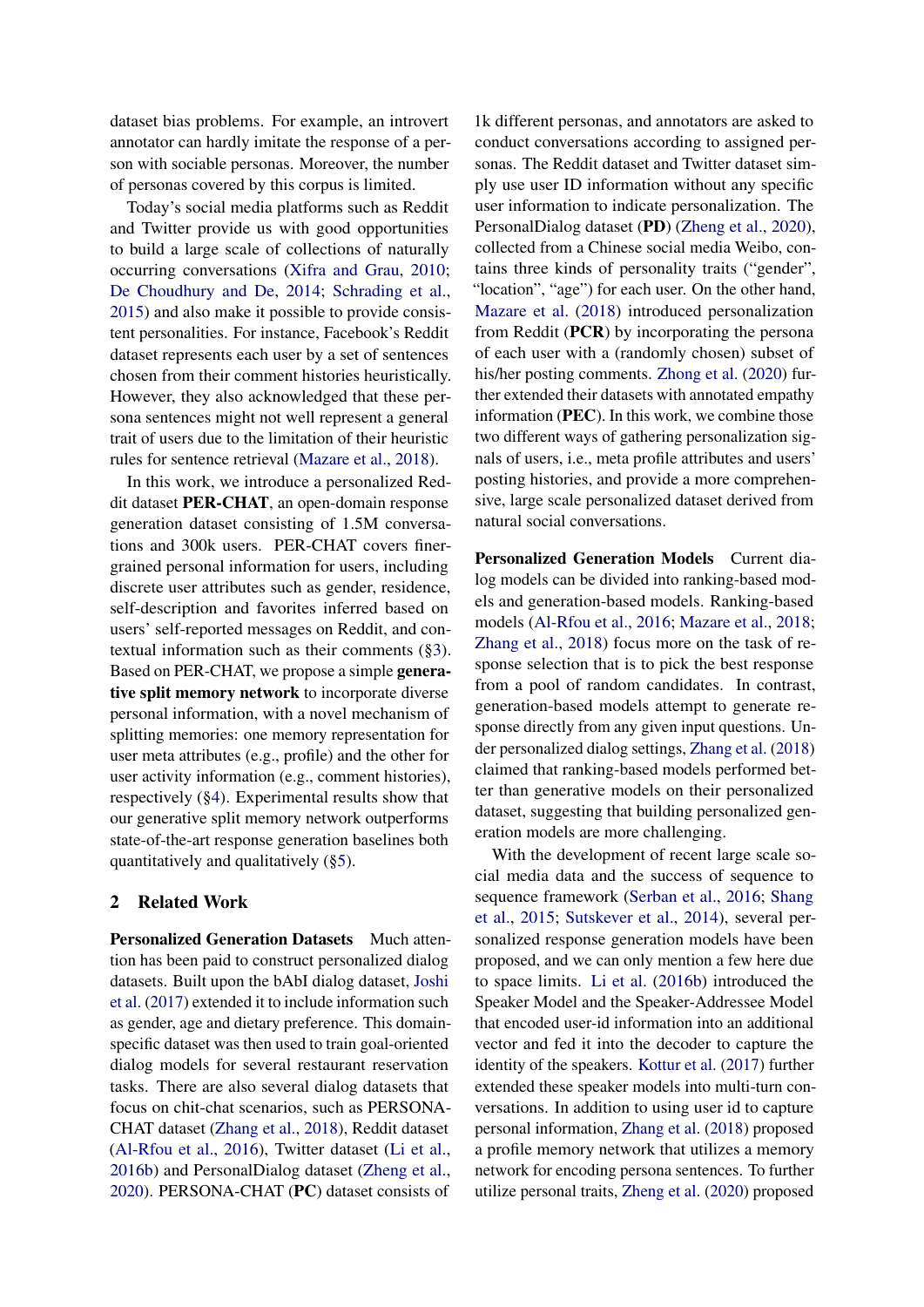dataset bias problems. For example, an introvert annotator can hardly imitate the response of a person with sociable personas. Moreover, the number of personas covered by this corpus is limited.

Today's social media platforms such as Reddit and Twitter provide us with good opportunities to build a large scale of collections of naturally occurring conversations (Xifra and Grau, 2010; De Choudhury and De, 2014; Schrading et al., 2015) and also make it possible to provide consistent personalities. For instance, Facebook's Reddit dataset represents each user by a set of sentences chosen from their comment histories heuristically. However, they also acknowledged that these persona sentences might not well represent a general trait of users due to the limitation of their heuristic rules for sentence retrieval (Mazare et al., 2018).

In this work, we introduce a personalized Reddit dataset **PER-CHAT**, an open-domain response generation dataset consisting of 1.5M conversations and 300k users. PER-CHAT covers finer-grained personal information for users, including discrete user attributes such as gender, residence, self-description and favorites inferred based on users' self-reported messages on Reddit, and contextual information such as their comments (§3). Based on PER-CHAT, we propose a simple **generative split memory network** to incorporate diverse personal information, with a novel mechanism of splitting memories: one memory representation for user meta attributes (e.g., profile) and the other for user activity information (e.g., comment histories), respectively (§4). Experimental results show that our generative split memory network outperforms state-of-the-art response generation baselines both quantitatively and qualitatively (§5).

## 2 Related Work

**Personalized Generation Datasets** Much attention has been paid to construct personalized dialog datasets. Built upon the bAbI dialog dataset, Joshi et al. (2017) extended it to include information such as gender, age and dietary preference. This domain-specific dataset was then used to train goal-oriented dialog models for several restaurant reservation tasks. There are also several dialog datasets that focus on chit-chat scenarios, such as PERSONA-CHAT dataset (Zhang et al., 2018), Reddit dataset (Al-Rfou et al., 2016), Twitter dataset (Li et al., 2016b) and PersonalDialog dataset (Zheng et al., 2020). PERSONA-CHAT (**PC**) dataset consists of 1k different personas, and annotators are asked to conduct conversations according to assigned personas. The Reddit dataset and Twitter dataset simply use user ID information without any specific user information to indicate personalization. The PersonalDialog dataset (**PD**) (Zheng et al., 2020), collected from a Chinese social media Weibo, contains three kinds of personality traits ("gender", "location", "age") for each user. On the other hand, Mazare et al. (2018) introduced personalization from Reddit (**PCR**) by incorporating the persona of each user with a (randomly chosen) subset of his/her posting comments. Zhong et al. (2020) further extended their datasets with annotated empathy information (**PEC**). In this work, we combine those two different ways of gathering personalization signals of users, i.e., meta profile attributes and users' posting histories, and provide a more comprehensive, large scale personalized dataset derived from natural social conversations.

**Personalized Generation Models** Current dialog models can be divided into ranking-based models and generation-based models. Ranking-based models (Al-Rfou et al., 2016; Mazare et al., 2018; Zhang et al., 2018) focus more on the task of response selection that is to pick the best response from a pool of random candidates. In contrast, generation-based models attempt to generate response directly from any given input questions. Under personalized dialog settings, Zhang et al. (2018) claimed that ranking-based models performed better than generative models on their personalized dataset, suggesting that building personalized generation models are more challenging.

With the development of recent large scale social media data and the success of sequence to sequence framework (Serban et al., 2016; Shang et al., 2015; Sutskever et al., 2014), several personalized response generation models have been proposed, and we can only mention a few here due to space limits. Li et al. (2016b) introduced the Speaker Model and the Speaker-Addressee Model that encoded user-id information into an additional vector and fed it into the decoder to capture the identity of the speakers. Kottur et al. (2017) further extended these speaker models into multi-turn conversations. In addition to using user id to capture personal information, Zhang et al. (2018) proposed a profile memory network that utilizes a memory network for encoding persona sentences. To further utilize personal traits, Zheng et al. (2020) proposed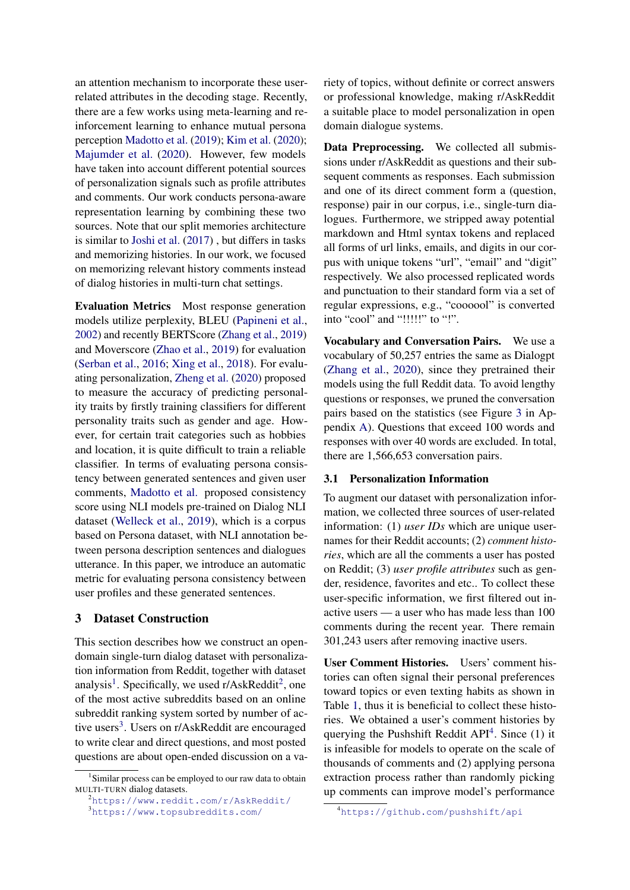an attention mechanism to incorporate these user-related attributes in the decoding stage. Recently, there are a few works using meta-learning and reinforcement learning to enhance mutual persona perception Madotto et al. (2019); Kim et al. (2020); Majumder et al. (2020). However, few models have taken into account different potential sources of personalization signals such as profile attributes and comments. Our work conducts persona-aware representation learning by combining these two sources. Note that our split memories architecture is similar to Joshi et al. (2017) , but differs in tasks and memorizing histories. In our work, we focused on memorizing relevant history comments instead of dialog histories in multi-turn chat settings.

**Evaluation Metrics** Most response generation models utilize perplexity, BLEU (Papineni et al., 2002) and recently BERTScore (Zhang et al., 2019) and Moverscore (Zhao et al., 2019) for evaluation (Serban et al., 2016; Xing et al., 2018). For evaluating personalization, Zheng et al. (2020) proposed to measure the accuracy of predicting personality traits by firstly training classifiers for different personality traits such as gender and age. However, for certain trait categories such as hobbies and location, it is quite difficult to train a reliable classifier. In terms of evaluating persona consistency between generated sentences and given user comments, Madotto et al. proposed consistency score using NLI models pre-trained on Dialog NLI dataset (Welleck et al., 2019), which is a corpus based on Persona dataset, with NLI annotation between persona description sentences and dialogues utterance. In this paper, we introduce an automatic metric for evaluating persona consistency between user profiles and these generated sentences.

## 3 Dataset Construction

This section describes how we construct an open-domain single-turn dialog dataset with personalization information from Reddit, together with dataset analysis[1]. Specifically, we used r/AskReddit[2], one of the most active subreddits based on an online subreddit ranking system sorted by number of active users[3]. Users on r/AskReddit are encouraged to write clear and direct questions, and most posted questions are about open-ended discussion on a variety of topics, without definite or correct answers or professional knowledge, making r/AskReddit a suitable place to model personalization in open domain dialogue systems.

**Data Preprocessing.** We collected all submissions under r/AskReddit as questions and their subsequent comments as responses. Each submission and one of its direct comment form a (question, response) pair in our corpus, i.e., single-turn dialogues. Furthermore, we stripped away potential markdown and Html syntax tokens and replaced all forms of url links, emails, and digits in our corpus with unique tokens "url", "email" and "digit" respectively. We also processed replicated words and punctuation to their standard form via a set of regular expressions, e.g., "coooool" is converted into "cool" and "!!!!!" to "!".

**Vocabulary and Conversation Pairs.** We use a vocabulary of 50,257 entries the same as Dialogpt (Zhang et al., 2020), since they pretrained their models using the full Reddit data. To avoid lengthy questions or responses, we pruned the conversation pairs based on the statistics (see Figure 3 in Appendix A). Questions that exceed 100 words and responses with over 40 words are excluded. In total, there are 1,566,653 conversation pairs.

### 3.1 Personalization Information

To augment our dataset with personalization information, we collected three sources of user-related information: (1) *user IDs* which are unique usernames for their Reddit accounts; (2) *comment histories*, which are all the comments a user has posted on Reddit; (3) *user profile attributes* such as gender, residence, favorites and etc.. To collect these user-specific information, we first filtered out inactive users — a user who has made less than 100 comments during the recent year. There remain 301,243 users after removing inactive users.

**User Comment Histories.** Users' comment histories can often signal their personal preferences toward topics or even texting habits as shown in Table 1, thus it is beneficial to collect these histories. We obtained a user's comment histories by querying the Pushshift Reddit API[4]. Since (1) it is infeasible for models to operate on the scale of thousands of comments and (2) applying persona extraction process rather than randomly picking up comments can improve model's performance

[1] Similar process can be employed to our raw data to obtain MULTI-TURN dialog datasets.

[2] https://www.reddit.com/r/AskReddit/

[3] https://www.topsubreddits.com/

[4] https://github.com/pushshift/api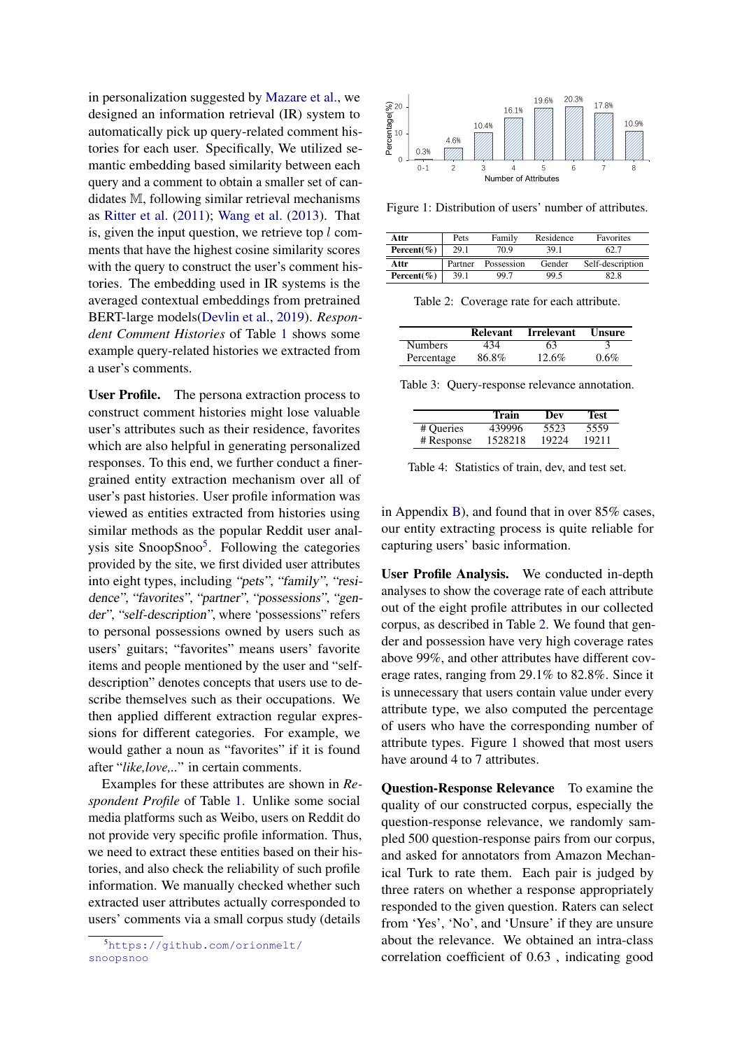in personalization suggested by Mazare et al., we designed an information retrieval (IR) system to automatically pick up query-related comment histories for each user. Specifically, We utilized semantic embedding based similarity between each query and a comment to obtain a smaller set of candidates $\mathbb{M}$, following similar retrieval mechanisms as Ritter et al. (2011); Wang et al. (2013). That is, given the input question, we retrieve top $l$ comments that have the highest cosine similarity scores with the query to construct the user's comment histories. The embedding used in IR systems is the averaged contextual embeddings from pretrained BERT-large models(Devlin et al., 2019). *Respondent Comment Histories* of Table 1 shows some example query-related histories we extracted from a user's comments.

**User Profile.** The persona extraction process to construct comment histories might lose valuable user's attributes such as their residence, favorites which are also helpful in generating personalized responses. To this end, we further conduct a finer-grained entity extraction mechanism over all of user's past histories. User profile information was viewed as entities extracted from histories using similar methods as the popular Reddit user analysis site SnoopSnoo[5]. Following the categories provided by the site, we first divided user attributes into eight types, including *"pets"*, *"family"*, *"residence"*, *"favorites"*, *"partner"*, *"possessions"*, *"gender"*, *"self-description"*, where 'possessions" refers to personal possessions owned by users such as users' guitars; "favorites" means users' favorite items and people mentioned by the user and "self-description" denotes concepts that users use to describe themselves such as their occupations. We then applied different extraction regular expressions for different categories. For example, we would gather a noun as "favorites" if it is found after "*like,love,..*" in certain comments.

Examples for these attributes are shown in *Respondent Profile* of Table 1. Unlike some social media platforms such as Weibo, users on Reddit do not provide very specific profile information. Thus, we need to extract these entities based on their histories, and also check the reliability of such profile information. We manually checked whether such extracted user attributes actually corresponded to users' comments via a small corpus study (details in Appendix B), and found that in over 85% cases, our entity extracting process is quite reliable for capturing users' basic information.

[5] https://github.com/orionmelt/snoopsnoo

Figure 1: Distribution of users' number of attributes.

| Attr | Pets | Family | Residence | Favorites |
|---|---|---|---|---|
| Percent(%) | 29.1 | 70.9 | 39.1 | 62.7 |
| **Attr** | **Partner** | **Possession** | **Gender** | **Self-description** |
| Percent(%) | 39.1 | 99.7 | 99.5 | 82.8 |

Table 2: Coverage rate for each attribute.

| | Relevant | Irrelevant | Unsure |
|---|---|---|---|
| Numbers | 434 | 63 | 3 |
| Percentage | 86.8% | 12.6% | 0.6% |

Table 3: Query-response relevance annotation.

| | Train | Dev | Test |
|---|---|---|---|
| # Queries | 439996 | 5523 | 5559 |
| # Response | 1528218 | 19224 | 19211 |

Table 4: Statistics of train, dev, and test set.

**User Profile Analysis.** We conducted in-depth analyses to show the coverage rate of each attribute out of the eight profile attributes in our collected corpus, as described in Table 2. We found that gender and possession have very high coverage rates above 99%, and other attributes have different coverage rates, ranging from 29.1% to 82.8%. Since it is unnecessary that users contain value under every attribute type, we also computed the percentage of users who have the corresponding number of attribute types. Figure 1 showed that most users have around 4 to 7 attributes.

**Question-Response Relevance** To examine the quality of our constructed corpus, especially the question-response relevance, we randomly sampled 500 question-response pairs from our corpus, and asked for annotators from Amazon Mechanical Turk to rate them. Each pair is judged by three raters on whether a response appropriately responded to the given question. Raters can select from 'Yes', 'No', and 'Unsure' if they are unsure about the relevance. We obtained an intra-class correlation coefficient of 0.63 , indicating good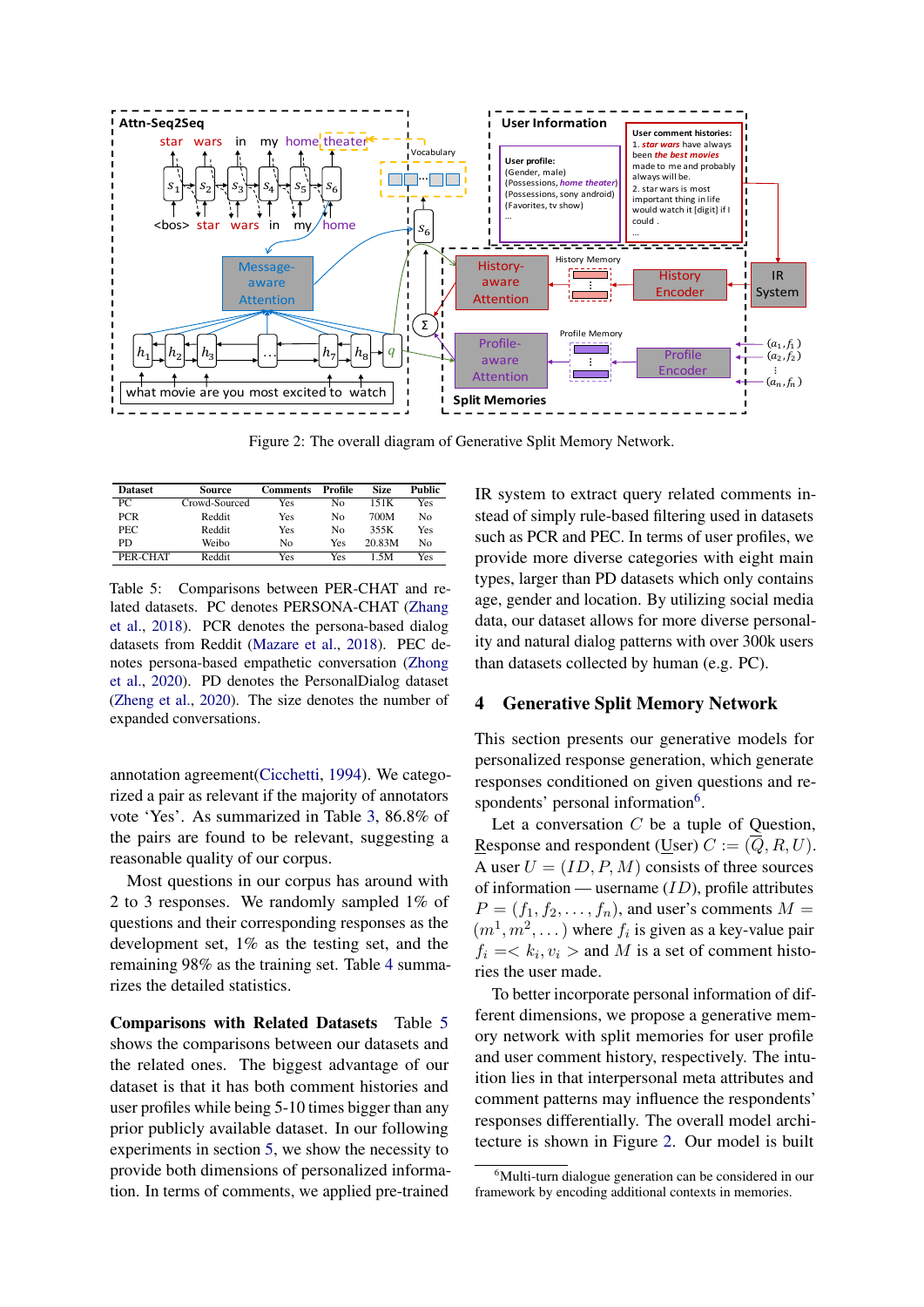Figure 2: The overall diagram of Generative Split Memory Network.

| Dataset | Source | Comments | Profile | Size | Public |
|---|---|---|---|---|---|
| PC | Crowd-Sourced | Yes | No | 151K | Yes |
| PCR | Reddit | Yes | No | 700M | No |
| PEC | Reddit | Yes | No | 355K | Yes |
| PD | Weibo | No | Yes | 20.83M | No |
| PER-CHAT | Reddit | Yes | Yes | 1.5M | Yes |

Table 5: Comparisons between PER-CHAT and related datasets. PC denotes PERSONA-CHAT (Zhang et al., 2018). PCR denotes the persona-based dialog datasets from Reddit (Mazare et al., 2018). PEC denotes persona-based empathetic conversation (Zhong et al., 2020). PD denotes the PersonalDialog dataset (Zheng et al., 2020). The size denotes the number of expanded conversations.

annotation agreement(Cicchetti, 1994). We categorized a pair as relevant if the majority of annotators vote 'Yes'. As summarized in Table 3, 86.8% of the pairs are found to be relevant, suggesting a reasonable quality of our corpus.

Most questions in our corpus has around with 2 to 3 responses. We randomly sampled 1% of questions and their corresponding responses as the development set, 1% as the testing set, and the remaining 98% as the training set. Table 4 summarizes the detailed statistics.

**Comparisons with Related Datasets** Table 5 shows the comparisons between our datasets and the related ones. The biggest advantage of our dataset is that it has both comment histories and user profiles while being 5-10 times bigger than any prior publicly available dataset. In our following experiments in section 5, we show the necessity to provide both dimensions of personalized information. In terms of comments, we applied pre-trained IR system to extract query related comments instead of simply rule-based filtering used in datasets such as PCR and PEC. In terms of user profiles, we provide more diverse categories with eight main types, larger than PD datasets which only contains age, gender and location. By utilizing social media data, our dataset allows for more diverse personality and natural dialog patterns with over 300k users than datasets collected by human (e.g. PC).

## 4 Generative Split Memory Network

This section presents our generative models for personalized response generation, which generate responses conditioned on given questions and respondents' personal information[6].

Let a conversation $C$ be a tuple of Question, Response and respondent (User) $C := (Q, R, U)$. A user $U = (ID, P, M)$ consists of three sources of information — username ($ID$), profile attributes $P = (f_1, f_2, \dots, f_n)$, and user's comments $M = (m^1, m^2, \dots)$ where $f_i$ is given as a key-value pair $f_i =< k_i, v_i >$ and $M$ is a set of comment histories the user made.

To better incorporate personal information of different dimensions, we propose a generative memory network with split memories for user profile and user comment history, respectively. The intuition lies in that interpersonal meta attributes and comment patterns may influence the respondents' responses differentially. The overall model architecture is shown in Figure 2. Our model is built

[6] Multi-turn dialogue generation can be considered in our framework by encoding additional contexts in memories.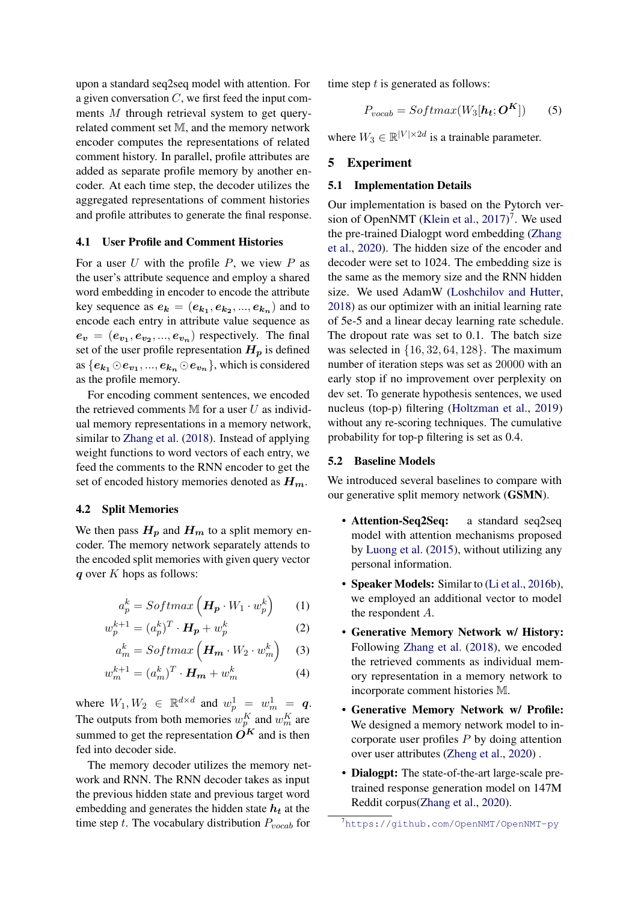upon a standard seq2seq model with attention. For a given conversation $C$, we first feed the input comments $M$ through retrieval system to get query-related comment set $\mathbb{M}$, and the memory network encoder computes the representations of related comment history. In parallel, profile attributes are added as separate profile memory by another encoder. At each time step, the decoder utilizes the aggregated representations of comment histories and profile attributes to generate the final response.

### 4.1 User Profile and Comment Histories

For a user $U$ with the profile $P$, we view $P$ as the user's attribute sequence and employ a shared word embedding in encoder to encode the attribute key sequence as $\boldsymbol{e_k} = (\boldsymbol{e_{k_1}}, \boldsymbol{e_{k_2}}, ..., \boldsymbol{e_{k_n}})$ and to encode each entry in attribute value sequence as $\boldsymbol{e_v} = (\boldsymbol{e_{v_1}}, \boldsymbol{e_{v_2}}, ..., \boldsymbol{e_{v_n}})$ respectively. The final set of the user profile representation $\boldsymbol{H_p}$ is defined as $\{\boldsymbol{e_{k_1}} \odot \boldsymbol{e_{v_1}}, ..., \boldsymbol{e_{k_n}} \odot \boldsymbol{e_{v_n}}\}$, which is considered as the profile memory.

For encoding comment sentences, we encoded the retrieved comments $\mathbb{M}$ for a user $U$ as individual memory representations in a memory network, similar to Zhang et al. (2018). Instead of applying weight functions to word vectors of each entry, we feed the comments to the RNN encoder to get the set of encoded history memories denoted as $\boldsymbol{H_m}$.

### 4.2 Split Memories

We then pass $\boldsymbol{H_p}$ and $\boldsymbol{H_m}$ to a split memory encoder. The memory network separately attends to the encoded split memories with given query vector $\boldsymbol{q}$ over $K$ hops as follows:

$$a_p^k = Softmax\left(\boldsymbol{H_p} \cdot W_1 \cdot w_p^k\right) \tag{1}$$

$$w_p^{k+1} = (a_p^k)^T \cdot \boldsymbol{H_p} + w_p^k \tag{2}$$

$$a_m^k = Softmax\left(\boldsymbol{H_m} \cdot W_2 \cdot w_m^k\right) \tag{3}$$

$$w_m^{k+1} = (a_m^k)^T \cdot \boldsymbol{H_m} + w_m^k \tag{4}$$

where $W_1, W_2 \in \mathbb{R}^{d \times d}$ and $w_p^1 = w_m^1 = \boldsymbol{q}$. The outputs from both memories $w_p^K$ and $w_m^K$ are summed to get the representation $\boldsymbol{O^K}$ and is then fed into decoder side.

The memory decoder utilizes the memory network and RNN. The RNN decoder takes as input the previous hidden state and previous target word embedding and generates the hidden state $\boldsymbol{h_t}$ at the time step $t$. The vocabulary distribution $P_{vocab}$ for time step $t$ is generated as follows:

$$P_{vocab} = Softmax(W_3[\boldsymbol{h_t}; \boldsymbol{O^K}]) \tag{5}$$

where $W_3 \in \mathbb{R}^{|V| \times 2d}$ is a trainable parameter.

## 5 Experiment

### 5.1 Implementation Details

Our implementation is based on the Pytorch version of OpenNMT (Klein et al., 2017)[7]. We used the pre-trained Dialogpt word embedding (Zhang et al., 2020). The hidden size of the encoder and decoder were set to 1024. The embedding size is the same as the memory size and the RNN hidden size. We used AdamW (Loshchilov and Hutter, 2018) as our optimizer with an initial learning rate of 5e-5 and a linear decay learning rate schedule. The dropout rate was set to 0.1. The batch size was selected in $\{16, 32, 64, 128\}$. The maximum number of iteration steps was set as 20000 with an early stop if no improvement over perplexity on dev set. To generate hypothesis sentences, we used nucleus (top-p) filtering (Holtzman et al., 2019) without any re-scoring techniques. The cumulative probability for top-p filtering is set as 0.4.

### 5.2 Baseline Models

We introduced several baselines to compare with our generative split memory network (**GSMN**).

- **Attention-Seq2Seq:** a standard seq2seq model with attention mechanisms proposed by Luong et al. (2015), without utilizing any personal information.
- **Speaker Models:** Similar to (Li et al., 2016b), we employed an additional vector to model the respondent $A$.
- **Generative Memory Network w/ History:** Following Zhang et al. (2018), we encoded the retrieved comments as individual memory representation in a memory network to incorporate comment histories $\mathbb{M}$.
- **Generative Memory Network w/ Profile:** We designed a memory network model to incorporate user profiles $P$ by doing attention over user attributes (Zheng et al., 2020) .
- **Dialogpt:** The state-of-the-art large-scale pre-trained response generation model on 147M Reddit corpus(Zhang et al., 2020).

[7] https://github.com/OpenNMT/OpenNMT-py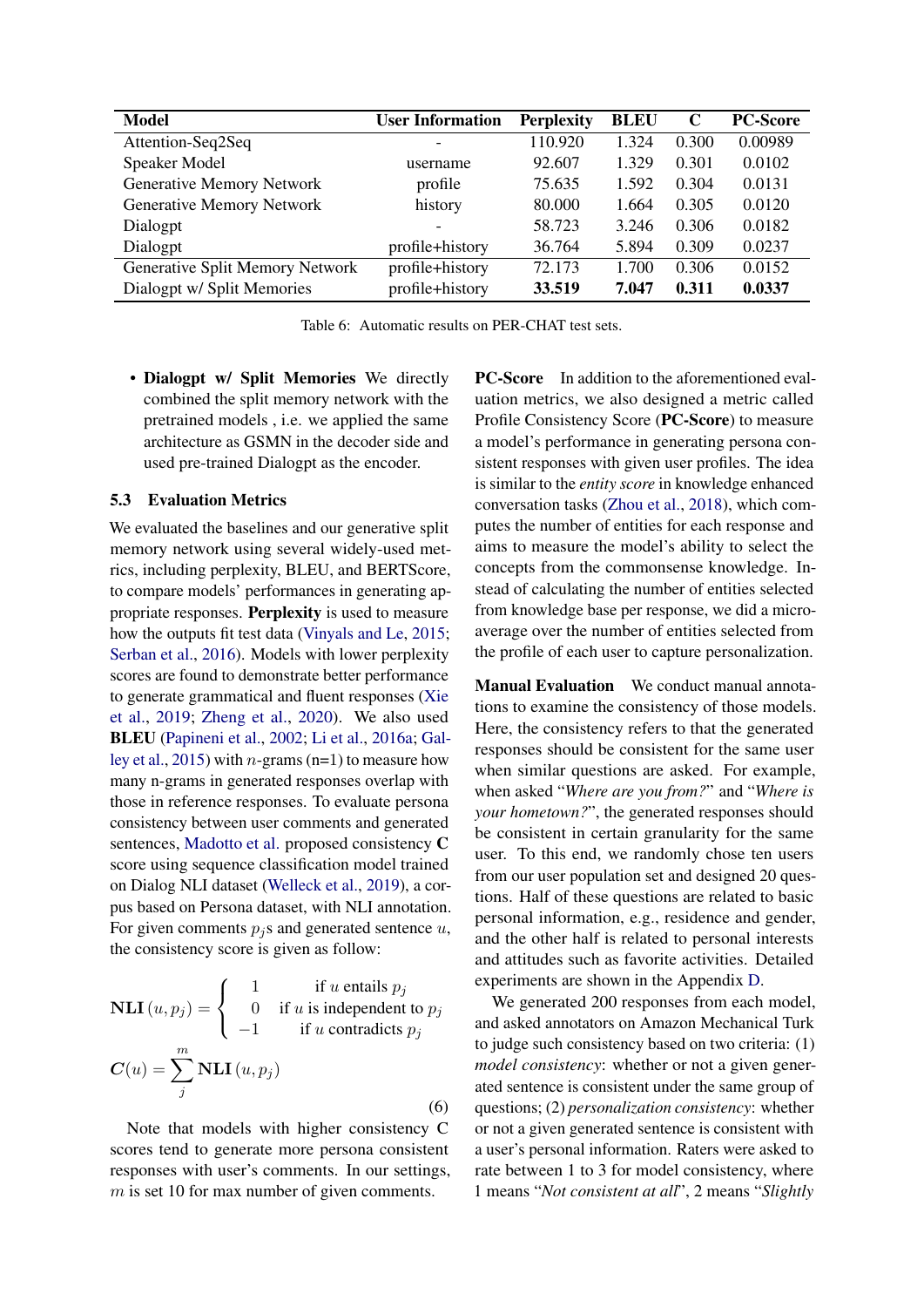| Model | User Information | Perplexity | BLEU | C | PC-Score |
|---|---|---|---|---|---|
| Attention-Seq2Seq | - | 110.920 | 1.324 | 0.300 | 0.00989 |
| Speaker Model | username | 92.607 | 1.329 | 0.301 | 0.0102 |
| Generative Memory Network | profile | 75.635 | 1.592 | 0.304 | 0.0131 |
| Generative Memory Network | history | 80.000 | 1.664 | 0.305 | 0.0120 |
| Dialogpt | - | 58.723 | 3.246 | 0.306 | 0.0182 |
| Dialogpt | profile+history | 36.764 | 5.894 | 0.309 | 0.0237 |
| Generative Split Memory Network | profile+history | 72.173 | 1.700 | 0.306 | 0.0152 |
| Dialogpt w/ Split Memories | profile+history | **33.519** | **7.047** | **0.311** | **0.0337** |

Table 6: Automatic results on PER-CHAT test sets.

- **Dialogpt w/ Split Memories** We directly combined the split memory network with the pretrained models , i.e. we applied the same architecture as GSMN in the decoder side and used pre-trained Dialogpt as the encoder.

### 5.3 Evaluation Metrics

We evaluated the baselines and our generative split memory network using several widely-used metrics, including perplexity, BLEU, and BERTScore, to compare models' performances in generating appropriate responses. **Perplexity** is used to measure how the outputs fit test data (Vinyals and Le, 2015; Serban et al., 2016). Models with lower perplexity scores are found to demonstrate better performance to generate grammatical and fluent responses (Xie et al., 2019; Zheng et al., 2020). We also used **BLEU** (Papineni et al., 2002; Li et al., 2016a; Galley et al., 2015) with $n$-grams (n=1) to measure how many n-grams in generated responses overlap with those in reference responses. To evaluate persona consistency between user comments and generated sentences, Madotto et al. proposed consistency **C** score using sequence classification model trained on Dialog NLI dataset (Welleck et al., 2019), a corpus based on Persona dataset, with NLI annotation. For given comments $p_j$s and generated sentence $u$, the consistency score is given as follow:

$$\mathbf{NLI}\left(u, p_j\right) = \begin{cases} 1 & \text{if } u \text{ entails } p_j \\ 0 & \text{if } u \text{ is independent to } p_j \\ -1 & \text{if } u \text{ contradicts } p_j \end{cases}$$

$$\boldsymbol{C}(u) = \sum_{j}^{m} \mathbf{NLI}\left(u, p_j\right) \tag{6}$$

Note that models with higher consistency **C** scores tend to generate more persona consistent responses with user's comments. In our settings, $m$ is set 10 for max number of given comments.

**PC-Score** In addition to the aforementioned evaluation metrics, we also designed a metric called Profile Consistency Score (**PC-Score**) to measure a model's performance in generating persona consistent responses with given user profiles. The idea is similar to the *entity score* in knowledge enhanced conversation tasks (Zhou et al., 2018), which computes the number of entities for each response and aims to measure the model's ability to select the concepts from the commonsense knowledge. Instead of calculating the number of entities selected from knowledge base per response, we did a micro-average over the number of entities selected from the profile of each user to capture personalization.

**Manual Evaluation** We conduct manual annotations to examine the consistency of those models. Here, the consistency refers to that the generated responses should be consistent for the same user when similar questions are asked. For example, when asked "*Where are you from?*" and "*Where is your hometown?*", the generated responses should be consistent in certain granularity for the same user. To this end, we randomly chose ten users from our user population set and designed 20 questions. Half of these questions are related to basic personal information, e.g., residence and gender, and the other half is related to personal interests and attitudes such as favorite activities. Detailed experiments are shown in the Appendix D.

We generated 200 responses from each model, and asked annotators on Amazon Mechanical Turk to judge such consistency based on two criteria: (1) *model consistency*: whether or not a given generated sentence is consistent under the same group of questions; (2) *personalization consistency*: whether or not a given generated sentence is consistent with a user's personal information. Raters were asked to rate between 1 to 3 for model consistency, where 1 means "*Not consistent at all*", 2 means "*Slightly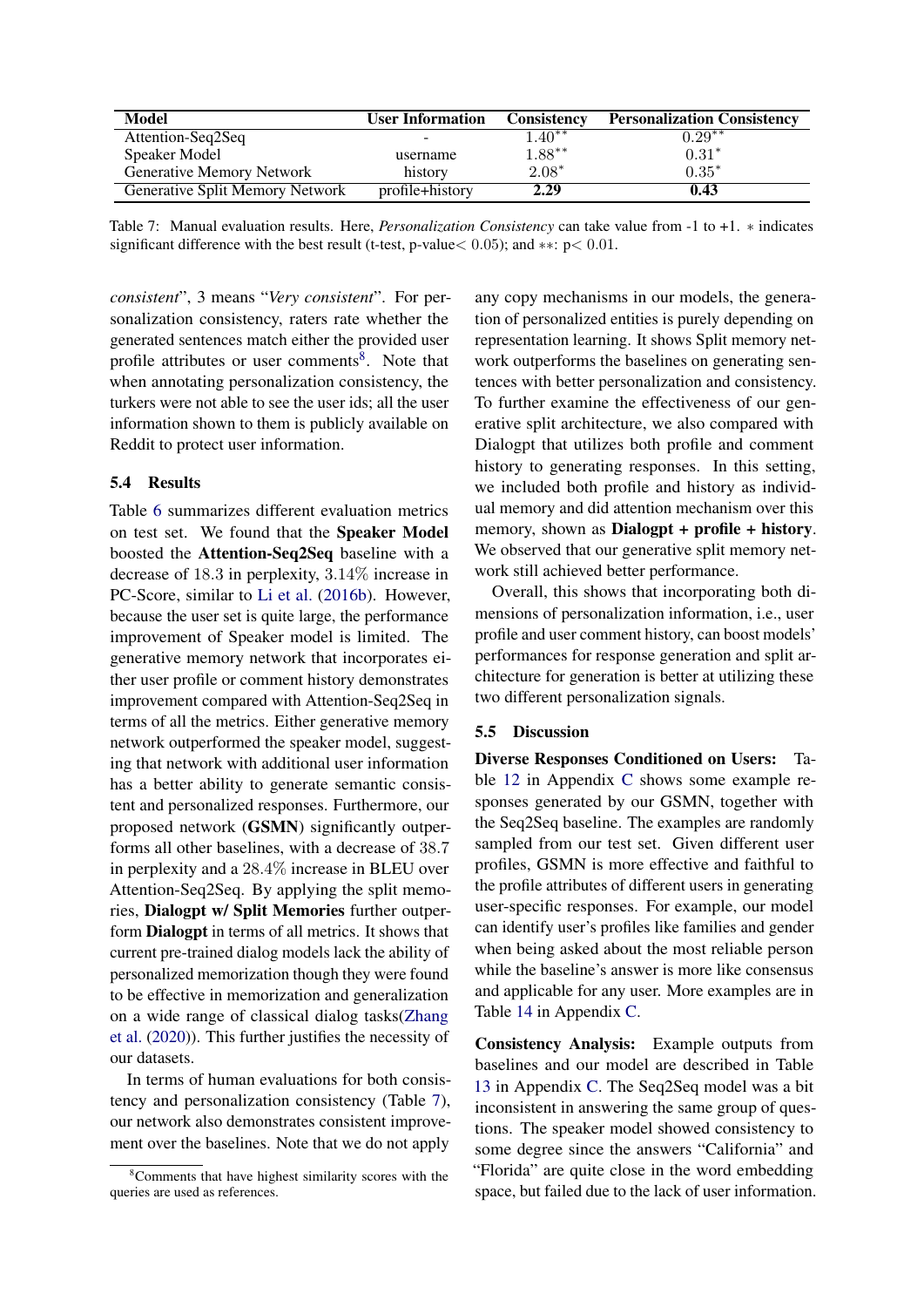| Model | User Information | Consistency | Personalization Consistency |
|---|---|---|---|
| Attention-Seq2Seq | - | $1.40^{**}$ | $0.29^{**}$ |
| Speaker Model | username | $1.88^{**}$ | $0.31^{*}$ |
| Generative Memory Network | history | $2.08^{*}$ | $0.35^{*}$ |
| Generative Split Memory Network | profile+history | **2.29** | **0.43** |

Table 7: Manual evaluation results. Here, *Personalization Consistency* can take value from -1 to +1. $*$ indicates significant difference with the best result (t-test, p-value$< 0.05$); and $**$: p$< 0.01$.

*consistent*", 3 means "*Very consistent*". For personalization consistency, raters rate whether the generated sentences match either the provided user profile attributes or user comments[8]. Note that when annotating personalization consistency, the turkers were not able to see the user ids; all the user information shown to them is publicly available on Reddit to protect user information.

### 5.4 Results

Table 6 summarizes different evaluation metrics on test set. We found that the **Speaker Model** boosted the **Attention-Seq2Seq** baseline with a decrease of $18.3$ in perplexity, $3.14\%$ increase in PC-Score, similar to Li et al. (2016b). However, because the user set is quite large, the performance improvement of Speaker model is limited. The generative memory network that incorporates either user profile or comment history demonstrates improvement compared with Attention-Seq2Seq in terms of all the metrics. Either generative memory network outperformed the speaker model, suggesting that network with additional user information has a better ability to generate semantic consistent and personalized responses. Furthermore, our proposed network (**GSMN**) significantly outperforms all other baselines, with a decrease of $38.7$ in perplexity and a $28.4\%$ increase in BLEU over Attention-Seq2Seq. By applying the split memories, **Dialogpt w/ Split Memories** further outperform **Dialogpt** in terms of all metrics. It shows that current pre-trained dialog models lack the ability of personalized memorization though they were found to be effective in memorization and generalization on a wide range of classical dialog tasks(Zhang et al. (2020)). This further justifies the necessity of our datasets.

In terms of human evaluations for both consistency and personalization consistency (Table 7), our network also demonstrates consistent improvement over the baselines. Note that we do not apply any copy mechanisms in our models, the generation of personalized entities is purely depending on representation learning. It shows Split memory network outperforms the baselines on generating sentences with better personalization and consistency. To further examine the effectiveness of our generative split architecture, we also compared with Dialogpt that utilizes both profile and comment history to generating responses. In this setting, we included both profile and history as individual memory and did attention mechanism over this memory, shown as **Dialogpt + profile + history**. We observed that our generative split memory network still achieved better performance.

Overall, this shows that incorporating both dimensions of personalization information, i.e., user profile and user comment history, can boost models' performances for response generation and split architecture for generation is better at utilizing these two different personalization signals.

### 5.5 Discussion

**Diverse Responses Conditioned on Users:** Table 12 in Appendix C shows some example responses generated by our GSMN, together with the Seq2Seq baseline. The examples are randomly sampled from our test set. Given different user profiles, GSMN is more effective and faithful to the profile attributes of different users in generating user-specific responses. For example, our model can identify user's profiles like families and gender when being asked about the most reliable person while the baseline's answer is more like consensus and applicable for any user. More examples are in Table 14 in Appendix C.

**Consistency Analysis:** Example outputs from baselines and our model are described in Table 13 in Appendix C. The Seq2Seq model was a bit inconsistent in answering the same group of questions. The speaker model showed consistency to some degree since the answers "California" and "Florida" are quite close in the word embedding space, but failed due to the lack of user information.

[8] Comments that have highest similarity scores with the queries are used as references.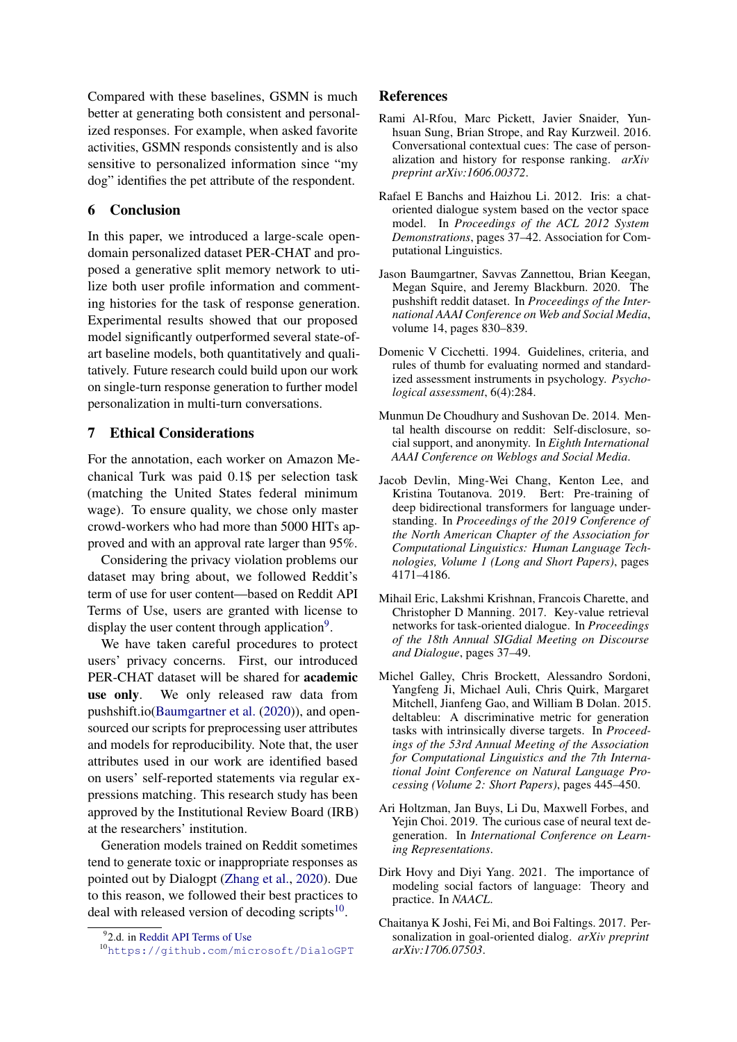Compared with these baselines, GSMN is much better at generating both consistent and personalized responses. For example, when asked favorite activities, GSMN responds consistently and is also sensitive to personalized information since "my dog" identifies the pet attribute of the respondent.

## 6 Conclusion

In this paper, we introduced a large-scale open-domain personalized dataset PER-CHAT and proposed a generative split memory network to utilize both user profile information and commenting histories for the task of response generation. Experimental results showed that our proposed model significantly outperformed several state-of-art baseline models, both quantitatively and qualitatively. Future research could build upon our work on single-turn response generation to further model personalization in multi-turn conversations.

## 7 Ethical Considerations

For the annotation, each worker on Amazon Mechanical Turk was paid 0.1$ per selection task (matching the United States federal minimum wage). To ensure quality, we chose only master crowd-workers who had more than 5000 HITs approved and with an approval rate larger than 95%.

Considering the privacy violation problems our dataset may bring about, we followed Reddit's term of use for user content—based on Reddit API Terms of Use, users are granted with license to display the user content through application[9].

We have taken careful procedures to protect users' privacy concerns. First, our introduced PER-CHAT dataset will be shared for **academic use only**. We only released raw data from pushshift.io(Baumgartner et al. (2020)), and open-sourced our scripts for preprocessing user attributes and models for reproducibility. Note that, the user attributes used in our work are identified based on users' self-reported statements via regular expressions matching. This research study has been approved by the Institutional Review Board (IRB) at the researchers' institution.

Generation models trained on Reddit sometimes tend to generate toxic or inappropriate responses as pointed out by Dialogpt (Zhang et al., 2020). Due to this reason, we followed their best practices to deal with released version of decoding scripts[10].

[9] 2.d. in Reddit API Terms of Use

[10] https://github.com/microsoft/DialoGPT

## References

Rami Al-Rfou, Marc Pickett, Javier Snaider, Yun-hsuan Sung, Brian Strope, and Ray Kurzweil. 2016. Conversational contextual cues: The case of personalization and history for response ranking. *arXiv preprint arXiv:1606.00372*.

Rafael E Banchs and Haizhou Li. 2012. Iris: a chat-oriented dialogue system based on the vector space model. In *Proceedings of the ACL 2012 System Demonstrations*, pages 37–42. Association for Computational Linguistics.

Jason Baumgartner, Savvas Zannettou, Brian Keegan, Megan Squire, and Jeremy Blackburn. 2020. The pushshift reddit dataset. In *Proceedings of the International AAAI Conference on Web and Social Media*, volume 14, pages 830–839.

Domenic V Cicchetti. 1994. Guidelines, criteria, and rules of thumb for evaluating normed and standardized assessment instruments in psychology. *Psychological assessment*, 6(4):284.

Munmun De Choudhury and Sushovan De. 2014. Mental health discourse on reddit: Self-disclosure, social support, and anonymity. In *Eighth International AAAI Conference on Weblogs and Social Media*.

Jacob Devlin, Ming-Wei Chang, Kenton Lee, and Kristina Toutanova. 2019. Bert: Pre-training of deep bidirectional transformers for language understanding. In *Proceedings of the 2019 Conference of the North American Chapter of the Association for Computational Linguistics: Human Language Technologies, Volume 1 (Long and Short Papers)*, pages 4171–4186.

Mihail Eric, Lakshmi Krishnan, Francois Charette, and Christopher D Manning. 2017. Key-value retrieval networks for task-oriented dialogue. In *Proceedings of the 18th Annual SIGdial Meeting on Discourse and Dialogue*, pages 37–49.

Michel Galley, Chris Brockett, Alessandro Sordoni, Yangfeng Ji, Michael Auli, Chris Quirk, Margaret Mitchell, Jianfeng Gao, and William B Dolan. 2015. deltableu: A discriminative metric for generation tasks with intrinsically diverse targets. In *Proceedings of the 53rd Annual Meeting of the Association for Computational Linguistics and the 7th International Joint Conference on Natural Language Processing (Volume 2: Short Papers)*, pages 445–450.

Ari Holtzman, Jan Buys, Li Du, Maxwell Forbes, and Yejin Choi. 2019. The curious case of neural text degeneration. In *International Conference on Learning Representations*.

Dirk Hovy and Diyi Yang. 2021. The importance of modeling social factors of language: Theory and practice. In *NAACL*.

Chaitanya K Joshi, Fei Mi, and Boi Faltings. 2017. Personalization in goal-oriented dialog. *arXiv preprint arXiv:1706.07503*.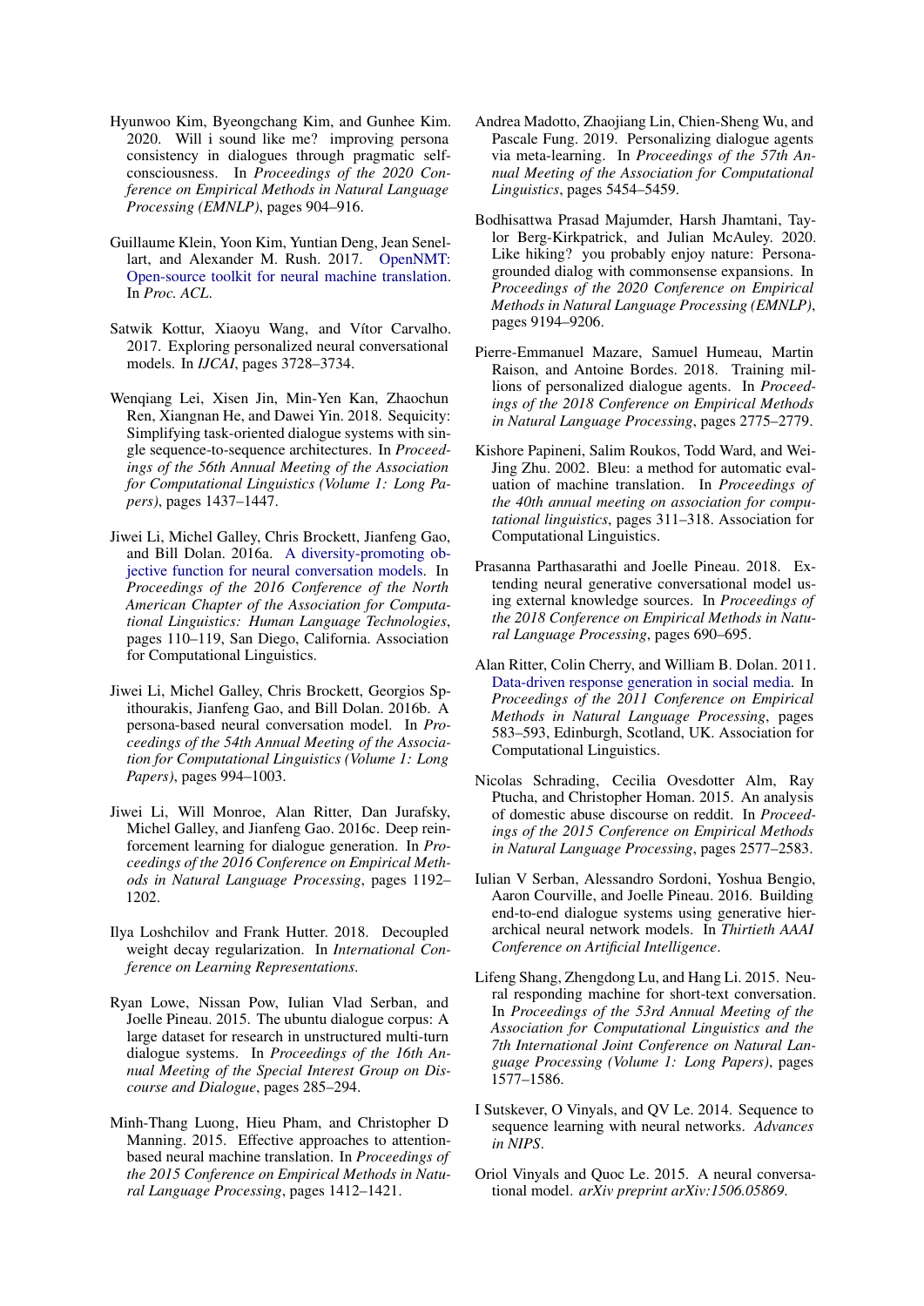Hyunwoo Kim, Byeongchang Kim, and Gunhee Kim. 2020. Will i sound like me? improving persona consistency in dialogues through pragmatic self-consciousness. In *Proceedings of the 2020 Conference on Empirical Methods in Natural Language Processing (EMNLP)*, pages 904–916.

Guillaume Klein, Yoon Kim, Yuntian Deng, Jean Senellart, and Alexander M. Rush. 2017. OpenNMT: Open-source toolkit for neural machine translation. In *Proc. ACL*.

Satwik Kottur, Xiaoyu Wang, and Vítor Carvalho. 2017. Exploring personalized neural conversational models. In *IJCAI*, pages 3728–3734.

Wenqiang Lei, Xisen Jin, Min-Yen Kan, Zhaochun Ren, Xiangnan He, and Dawei Yin. 2018. Sequicity: Simplifying task-oriented dialogue systems with single sequence-to-sequence architectures. In *Proceedings of the 56th Annual Meeting of the Association for Computational Linguistics (Volume 1: Long Papers)*, pages 1437–1447.

Jiwei Li, Michel Galley, Chris Brockett, Jianfeng Gao, and Bill Dolan. 2016a. A diversity-promoting objective function for neural conversation models. In *Proceedings of the 2016 Conference of the North American Chapter of the Association for Computational Linguistics: Human Language Technologies*, pages 110–119, San Diego, California. Association for Computational Linguistics.

Jiwei Li, Michel Galley, Chris Brockett, Georgios Spithourakis, Jianfeng Gao, and Bill Dolan. 2016b. A persona-based neural conversation model. In *Proceedings of the 54th Annual Meeting of the Association for Computational Linguistics (Volume 1: Long Papers)*, pages 994–1003.

Jiwei Li, Will Monroe, Alan Ritter, Dan Jurafsky, Michel Galley, and Jianfeng Gao. 2016c. Deep reinforcement learning for dialogue generation. In *Proceedings of the 2016 Conference on Empirical Methods in Natural Language Processing*, pages 1192–1202.

Ilya Loshchilov and Frank Hutter. 2018. Decoupled weight decay regularization. In *International Conference on Learning Representations*.

Ryan Lowe, Nissan Pow, Iulian Vlad Serban, and Joelle Pineau. 2015. The ubuntu dialogue corpus: A large dataset for research in unstructured multi-turn dialogue systems. In *Proceedings of the 16th Annual Meeting of the Special Interest Group on Discourse and Dialogue*, pages 285–294.

Minh-Thang Luong, Hieu Pham, and Christopher D Manning. 2015. Effective approaches to attention-based neural machine translation. In *Proceedings of the 2015 Conference on Empirical Methods in Natural Language Processing*, pages 1412–1421.

Andrea Madotto, Zhaojiang Lin, Chien-Sheng Wu, and Pascale Fung. 2019. Personalizing dialogue agents via meta-learning. In *Proceedings of the 57th Annual Meeting of the Association for Computational Linguistics*, pages 5454–5459.

Bodhisattwa Prasad Majumder, Harsh Jhamtani, Taylor Berg-Kirkpatrick, and Julian McAuley. 2020. Like hiking? you probably enjoy nature: Persona-grounded dialog with commonsense expansions. In *Proceedings of the 2020 Conference on Empirical Methods in Natural Language Processing (EMNLP)*, pages 9194–9206.

Pierre-Emmanuel Mazare, Samuel Humeau, Martin Raison, and Antoine Bordes. 2018. Training millions of personalized dialogue agents. In *Proceedings of the 2018 Conference on Empirical Methods in Natural Language Processing*, pages 2775–2779.

Kishore Papineni, Salim Roukos, Todd Ward, and Wei-Jing Zhu. 2002. Bleu: a method for automatic evaluation of machine translation. In *Proceedings of the 40th annual meeting on association for computational linguistics*, pages 311–318. Association for Computational Linguistics.

Prasanna Parthasarathi and Joelle Pineau. 2018. Extending neural generative conversational model using external knowledge sources. In *Proceedings of the 2018 Conference on Empirical Methods in Natural Language Processing*, pages 690–695.

Alan Ritter, Colin Cherry, and William B. Dolan. 2011. Data-driven response generation in social media. In *Proceedings of the 2011 Conference on Empirical Methods in Natural Language Processing*, pages 583–593, Edinburgh, Scotland, UK. Association for Computational Linguistics.

Nicolas Schrading, Cecilia Ovesdotter Alm, Ray Ptucha, and Christopher Homan. 2015. An analysis of domestic abuse discourse on reddit. In *Proceedings of the 2015 Conference on Empirical Methods in Natural Language Processing*, pages 2577–2583.

Iulian V Serban, Alessandro Sordoni, Yoshua Bengio, Aaron Courville, and Joelle Pineau. 2016. Building end-to-end dialogue systems using generative hierarchical neural network models. In *Thirtieth AAAI Conference on Artificial Intelligence*.

Lifeng Shang, Zhengdong Lu, and Hang Li. 2015. Neural responding machine for short-text conversation. In *Proceedings of the 53rd Annual Meeting of the Association for Computational Linguistics and the 7th International Joint Conference on Natural Language Processing (Volume 1: Long Papers)*, pages 1577–1586.

I Sutskever, O Vinyals, and QV Le. 2014. Sequence to sequence learning with neural networks. *Advances in NIPS*.

Oriol Vinyals and Quoc Le. 2015. A neural conversational model. *arXiv preprint arXiv:1506.05869*.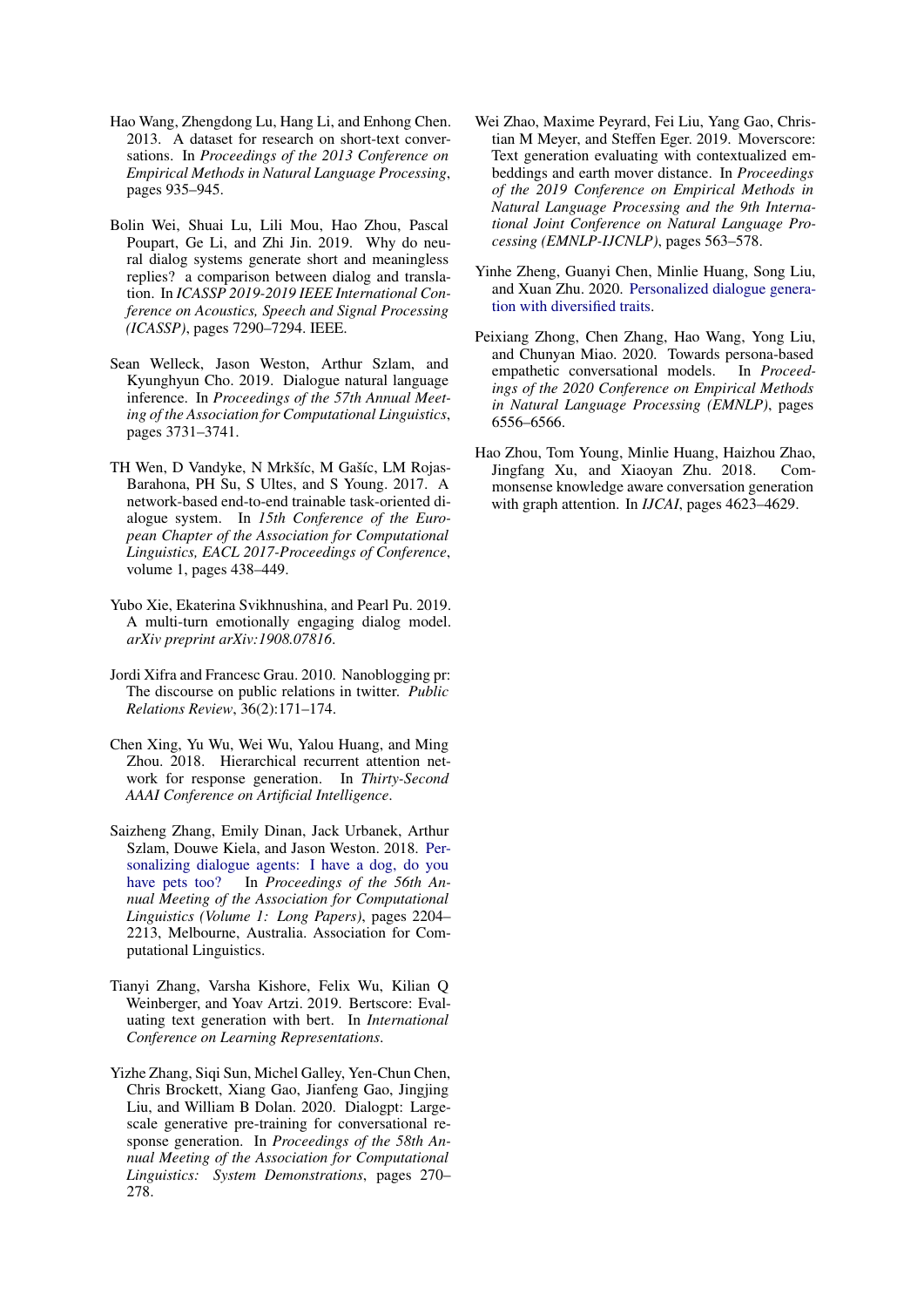Hao Wang, Zhengdong Lu, Hang Li, and Enhong Chen. 2013. A dataset for research on short-text conversations. In *Proceedings of the 2013 Conference on Empirical Methods in Natural Language Processing*, pages 935–945.

Bolin Wei, Shuai Lu, Lili Mou, Hao Zhou, Pascal Poupart, Ge Li, and Zhi Jin. 2019. Why do neural dialog systems generate short and meaningless replies? a comparison between dialog and translation. In *ICASSP 2019-2019 IEEE International Conference on Acoustics, Speech and Signal Processing (ICASSP)*, pages 7290–7294. IEEE.

Sean Welleck, Jason Weston, Arthur Szlam, and Kyunghyun Cho. 2019. Dialogue natural language inference. In *Proceedings of the 57th Annual Meeting of the Association for Computational Linguistics*, pages 3731–3741.

TH Wen, D Vandyke, N Mrkšíc, M Gašíc, LM Rojas-Barahona, PH Su, S Ultes, and S Young. 2017. A network-based end-to-end trainable task-oriented dialogue system. In *15th Conference of the European Chapter of the Association for Computational Linguistics, EACL 2017-Proceedings of Conference*, volume 1, pages 438–449.

Yubo Xie, Ekaterina Svikhnushina, and Pearl Pu. 2019. A multi-turn emotionally engaging dialog model. *arXiv preprint arXiv:1908.07816*.

Jordi Xifra and Francesc Grau. 2010. Nanoblogging pr: The discourse on public relations in twitter. *Public Relations Review*, 36(2):171–174.

Chen Xing, Yu Wu, Wei Wu, Yalou Huang, and Ming Zhou. 2018. Hierarchical recurrent attention network for response generation. In *Thirty-Second AAAI Conference on Artificial Intelligence*.

Saizheng Zhang, Emily Dinan, Jack Urbanek, Arthur Szlam, Douwe Kiela, and Jason Weston. 2018. Personalizing dialogue agents: I have a dog, do you have pets too? In *Proceedings of the 56th Annual Meeting of the Association for Computational Linguistics (Volume 1: Long Papers)*, pages 2204–2213, Melbourne, Australia. Association for Computational Linguistics.

Tianyi Zhang, Varsha Kishore, Felix Wu, Kilian Q Weinberger, and Yoav Artzi. 2019. Bertscore: Evaluating text generation with bert. In *International Conference on Learning Representations*.

Yizhe Zhang, Siqi Sun, Michel Galley, Yen-Chun Chen, Chris Brockett, Xiang Gao, Jianfeng Gao, Jingjing Liu, and William B Dolan. 2020. Dialogpt: Large-scale generative pre-training for conversational response generation. In *Proceedings of the 58th Annual Meeting of the Association for Computational Linguistics: System Demonstrations*, pages 270–278.

Wei Zhao, Maxime Peyrard, Fei Liu, Yang Gao, Christian M Meyer, and Steffen Eger. 2019. Moverscore: Text generation evaluating with contextualized embeddings and earth mover distance. In *Proceedings of the 2019 Conference on Empirical Methods in Natural Language Processing and the 9th International Joint Conference on Natural Language Processing (EMNLP-IJCNLP)*, pages 563–578.

Yinhe Zheng, Guanyi Chen, Minlie Huang, Song Liu, and Xuan Zhu. 2020. Personalized dialogue generation with diversified traits.

Peixiang Zhong, Chen Zhang, Hao Wang, Yong Liu, and Chunyan Miao. 2020. Towards persona-based empathetic conversational models. In *Proceedings of the 2020 Conference on Empirical Methods in Natural Language Processing (EMNLP)*, pages 6556–6566.

Hao Zhou, Tom Young, Minlie Huang, Haizhou Zhao, Jingfang Xu, and Xiaoyan Zhu. 2018. Commonsense knowledge aware conversation generation with graph attention. In *IJCAI*, pages 4623–4629.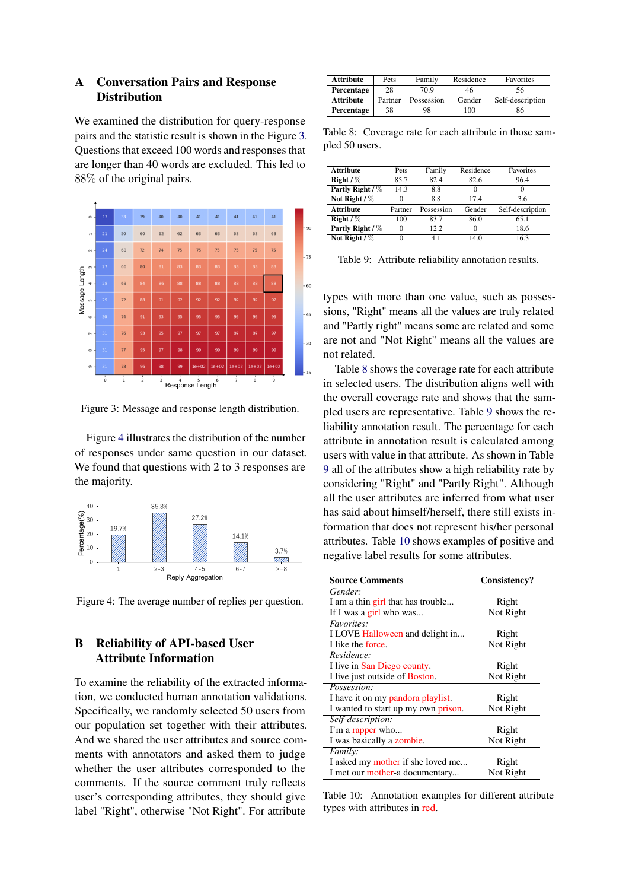## A Conversation Pairs and Response Distribution

We examined the distribution for query-response pairs and the statistic result is shown in the Figure 3. Questions that exceed 100 words and responses that are longer than 40 words are excluded. This led to 88% of the original pairs.

Figure 3: Message and response length distribution.

Figure 4 illustrates the distribution of the number of responses under same question in our dataset. We found that questions with 2 to 3 responses are the majority.

Figure 4: The average number of replies per question.

## B Reliability of API-based User Attribute Information

To examine the reliability of the extracted information, we conducted human annotation validations. Specifically, we randomly selected 50 users from our population set together with their attributes. And we shared the user attributes and source comments with annotators and asked them to judge whether the user attributes corresponded to the comments. If the source comment truly reflects user's corresponding attributes, they should give label "Right", otherwise "Not Right". For attribute types with more than one value, such as possessions, "Right" means all the values are truly related and "Partly right" means some are related and some are not and "Not Right" means all the values are not related.

| **Attribute** | Pets | Family | Residence | Favorites |
|---|---|---|---|---|
| **Percentage** | 28 | 70.9 | 46 | 56 |
| **Attribute** | Partner | Possession | Gender | Self-description |
| **Percentage** | 38 | 98 | 100 | 86 |

Table 8: Coverage rate for each attribute in those sampled 50 users.

| **Attribute** | Pets | Family | Residence | Favorites |
|---|---|---|---|---|
| **Right / %** | 85.7 | 82.4 | 82.6 | 96.4 |
| **Partly Right / %** | 14.3 | 8.8 | 0 | 0 |
| **Not Right / %** | 0 | 8.8 | 17.4 | 3.6 |
| **Attribute** | Partner | Possession | Gender | Self-description |
| **Right / %** | 100 | 83.7 | 86.0 | 65.1 |
| **Partly Right / %** | 0 | 12.2 | 0 | 18.6 |
| **Not Right / %** | 0 | 4.1 | 14.0 | 16.3 |

Table 9: Attribute reliability annotation results.

Table 8 shows the coverage rate for each attribute in selected users. The distribution aligns well with the overall coverage rate and shows that the sampled users are representative. Table 9 shows the reliability annotation result. The percentage for each attribute in annotation result is calculated among users with value in that attribute. As shown in Table 9 all of the attributes show a high reliability rate by considering "Right" and "Partly Right". Although all the user attributes are inferred from what user has said about himself/herself, there still exists information that does not represent his/her personal attributes. Table 10 shows examples of positive and negative label results for some attributes.

| **Source Comments** | **Consistency?** |
|---|---|
| *Gender:* | |
| I am a thin girl that has trouble... | Right |
| If I was a girl who was... | Not Right |
| *Favorites:* | |
| I LOVE Halloween and delight in... | Right |
| I like the force. | Not Right |
| *Residence:* | |
| I live in San Diego county. | Right |
| I live just outside of Boston. | Not Right |
| *Possession:* | |
| I have it on my pandora playlist. | Right |
| I wanted to start up my own prison. | Not Right |
| *Self-description:* | |
| I'm a rapper who... | Right |
| I was basically a zombie. | Not Right |
| *Family:* | |
| I asked my mother if she loved me... | Right |
| I met our mother-a documentary... | Not Right |

Table 10: Annotation examples for different attribute types with attributes in red.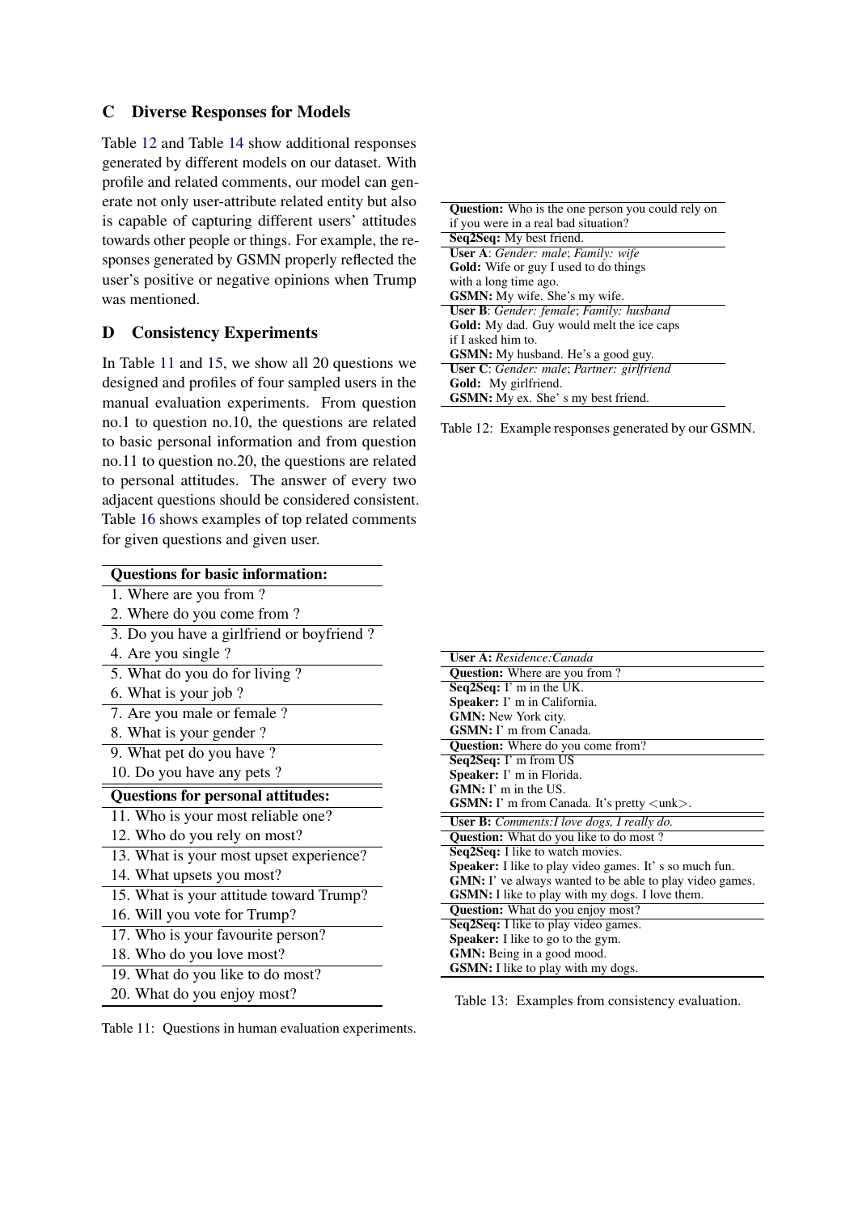## C Diverse Responses for Models

Table 12 and Table 14 show additional responses generated by different models on our dataset. With profile and related comments, our model can generate not only user-attribute related entity but also is capable of capturing different users' attitudes towards other people or things. For example, the responses generated by GSMN properly reflected the user's positive or negative opinions when Trump was mentioned.

## D Consistency Experiments

In Table 11 and 15, we show all 20 questions we designed and profiles of four sampled users in the manual evaluation experiments. From question no.1 to question no.10, the questions are related to basic personal information and from question no.11 to question no.20, the questions are related to personal attitudes. The answer of every two adjacent questions should be considered consistent. Table 16 shows examples of top related comments for given questions and given user.

| **Questions for basic information:** |
|---|
| 1. Where are you from ? |
| 2. Where do you come from ? |
| 3. Do you have a girlfriend or boyfriend ? |
| 4. Are you single ? |
| 5. What do you do for living ? |
| 6. What is your job ? |
| 7. Are you male or female ? |
| 8. What is your gender ? |
| 9. What pet do you have ? |
| 10. Do you have any pets ? |
| **Questions for personal attitudes:** |
| 11. Who is your most reliable one? |
| 12. Who do you rely on most? |
| 13. What is your most upset experience? |
| 14. What upsets you most? |
| 15. What is your attitude toward Trump? |
| 16. Will you vote for Trump? |
| 17. Who is your favourite person? |
| 18. Who do you love most? |
| 19. What do you like to do most? |
| 20. What do you enjoy most? |

Table 11: Questions in human evaluation experiments.

| **Question:** Who is the one person you could rely on if you were in a real bad situation? |
|---|
| **Seq2Seq:** My best friend. |
| **User A**: *Gender: male*; *Family: wife* |
| **Gold:** Wife or guy I used to do things with a long time ago. |
| **GSMN:** My wife. She's my wife. |
| **User B**: *Gender: female*; *Family: husband* |
| **Gold:** My dad. Guy would melt the ice caps if I asked him to. |
| **GSMN:** My husband. He's a good guy. |
| **User C**: *Gender: male*; *Partner: girlfriend* |
| **Gold:** My girlfriend. |
| **GSMN:** My ex. She' s my best friend. |

Table 12: Example responses generated by our GSMN.

| **User A:** *Residence:Canada* |
|---|
| **Question:** Where are you from ? |
| **Seq2Seq:** I' m in the UK. |
| **Speaker:** I' m in California. |
| **GMN:** New York city. |
| **GSMN:** I' m from Canada. |
| **Question:** Where do you come from? |
| **Seq2Seq:** I' m from US |
| **Speaker:** I' m in Florida. |
| **GMN:** I' m in the US. |
| **GSMN:** I' m from Canada. It's pretty <unk>. |
| **User B:** *Comments:I love dogs, I really do.* |
| **Question:** What do you like to do most ? |
| **Seq2Seq:** I like to watch movies. |
| **Speaker:** I like to play video games. It' s so much fun. |
| **GMN:** I' ve always wanted to be able to play video games. |
| **GSMN:** I like to play with my dogs. I love them. |
| **Question:** What do you enjoy most? |
| **Seq2Seq:** I like to play video games. |
| **Speaker:** I like to go to the gym. |
| **GMN:** Being in a good mood. |
| **GSMN:** I like to play with my dogs. |

Table 13: Examples from consistency evaluation.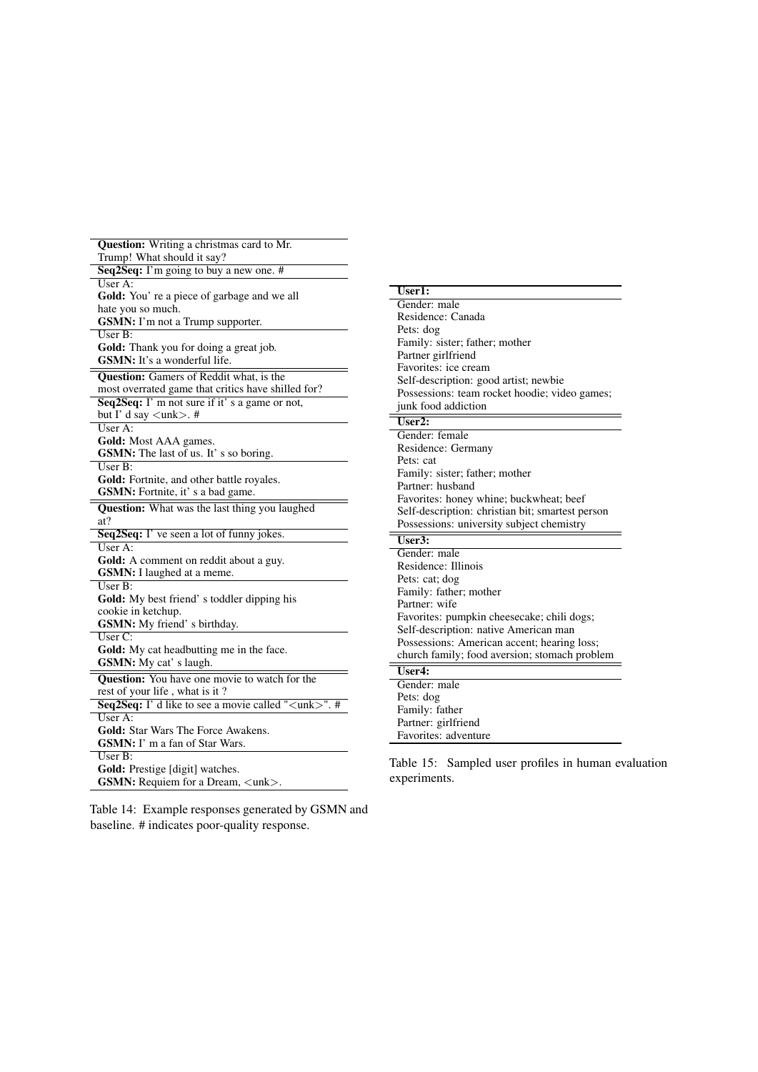| **Question:** Writing a christmas card to Mr. Trump! What should it say? |
|---|
| **Seq2Seq:** I'm going to buy a new one. # |
| User A: |
| **Gold:** You' re a piece of garbage and we all hate you so much. |
| **GSMN:** I'm not a Trump supporter. |
| User B: |
| **Gold:** Thank you for doing a great job. |
| **GSMN:** It's a wonderful life. |
| **Question:** Gamers of Reddit what, is the most overrated game that critics have shilled for? |
| **Seq2Seq:** I' m not sure if it' s a game or not, but I' d say <unk>. # |
| User A: |
| **Gold:** Most AAA games. |
| **GSMN:** The last of us. It' s so boring. |
| User B: |
| **Gold:** Fortnite, and other battle royales. |
| **GSMN:** Fortnite, it' s a bad game. |
| **Question:** What was the last thing you laughed at? |
| **Seq2Seq:** I' ve seen a lot of funny jokes. |
| User A: |
| **Gold:** A comment on reddit about a guy. |
| **GSMN:** I laughed at a meme. |
| User B: |
| **Gold:** My best friend' s toddler dipping his cookie in ketchup. |
| **GSMN:** My friend' s birthday. |
| User C: |
| **Gold:** My cat headbutting me in the face. |
| **GSMN:** My cat' s laugh. |
| **Question:** You have one movie to watch for the rest of your life , what is it ? |
| **Seq2Seq:** I' d like to see a movie called "<unk>". # |
| User A: |
| **Gold:** Star Wars The Force Awakens. |
| **GSMN:** I' m a fan of Star Wars. |
| User B: |
| **Gold:** Prestige [digit] watches. |
| **GSMN:** Requiem for a Dream, <unk>. |

Table 14: Example responses generated by GSMN and baseline. # indicates poor-quality response.

| **User1:** |
|---|
| Gender: male |
| Residence: Canada |
| Pets: dog |
| Family: sister; father; mother |
| Partner girlfriend |
| Favorites: ice cream |
| Self-description: good artist; newbie |
| Possessions: team rocket hoodie; video games; junk food addiction |
| **User2:** |
| Gender: female |
| Residence: Germany |
| Pets: cat |
| Family: sister; father; mother |
| Partner: husband |
| Favorites: honey whine; buckwheat; beef |
| Self-description: christian bit; smartest person |
| Possessions: university subject chemistry |
| **User3:** |
| Gender: male |
| Residence: Illinois |
| Pets: cat; dog |
| Family: father; mother |
| Partner: wife |
| Favorites: pumpkin cheesecake; chili dogs; |
| Self-description: native American man |
| Possessions: American accent; hearing loss; church family; food aversion; stomach problem |
| **User4:** |
| Gender: male |
| Pets: dog |
| Family: father |
| Partner: girlfriend |
| Favorites: adventure |

Table 15: Sampled user profiles in human evaluation experiments.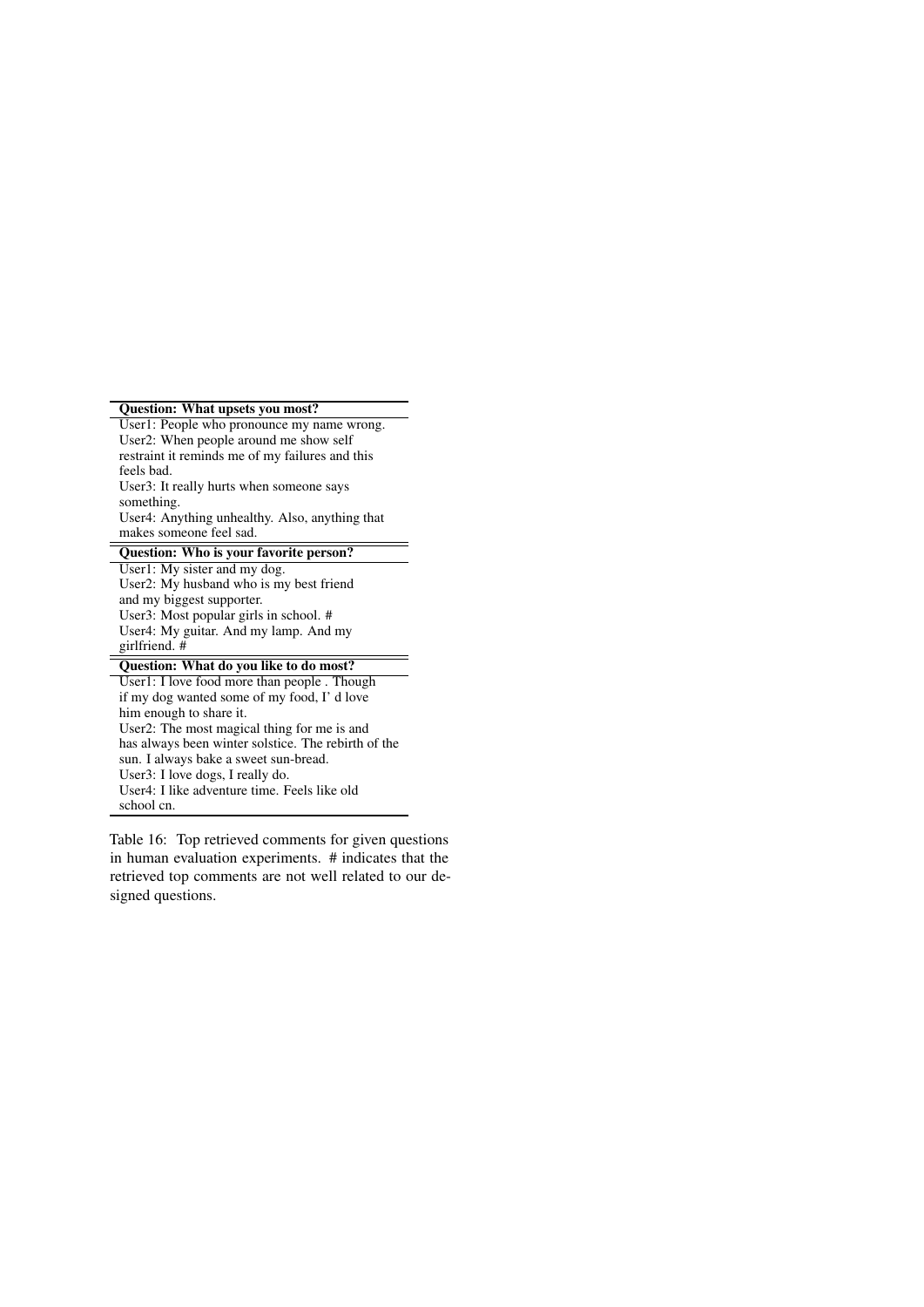| Question: What upsets you most? |
|---|
| User1: People who pronounce my name wrong. |
| User2: When people around me show self restraint it reminds me of my failures and this feels bad. |
| User3: It really hurts when someone says something. |
| User4: Anything unhealthy. Also, anything that makes someone feel sad. |

| Question: Who is your favorite person? |
|---|
| User1: My sister and my dog. |
| User2: My husband who is my best friend and my biggest supporter. |
| User3: Most popular girls in school. # |
| User4: My guitar. And my lamp. And my girlfriend. # |

| Question: What do you like to do most? |
|---|
| User1: I love food more than people . Though if my dog wanted some of my food, I' d love him enough to share it. |
| User2: The most magical thing for me is and has always been winter solstice. The rebirth of the sun. I always bake a sweet sun-bread. |
| User3: I love dogs, I really do. |
| User4: I like adventure time. Feels like old school cn. |

Table 16: Top retrieved comments for given questions in human evaluation experiments. # indicates that the retrieved top comments are not well related to our designed questions.